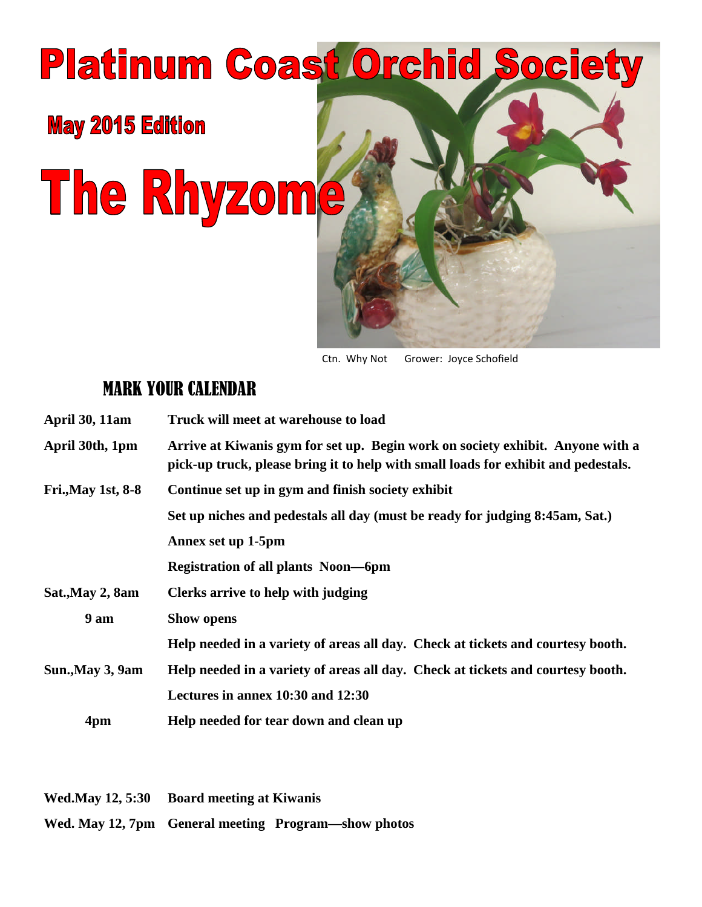# Platinum Coast Orchid Society

## May 2015 Edition

# The Rhyzome

Ctn. Why Not Grower: Joyce Schofield

## MARK YOUR CALENDAR

| | |
|---|---|
| **April 30, 11am** | **Truck will meet at warehouse to load** |
| **April 30th, 1pm** | **Arrive at Kiwanis gym for set up. Begin work on society exhibit. Anyone with a pick-up truck, please bring it to help with small loads for exhibit and pedestals.** |
| **Fri.,May 1st, 8-8** | **Continue set up in gym and finish society exhibit** |
| | **Set up niches and pedestals all day (must be ready for judging 8:45am, Sat.)** |
| | **Annex set up 1-5pm** |
| | **Registration of all plants Noon—6pm** |
| **Sat.,May 2, 8am** | **Clerks arrive to help with judging** |
| **9 am** | **Show opens** |
| | **Help needed in a variety of areas all day. Check at tickets and courtesy booth.** |
| **Sun.,May 3, 9am** | **Help needed in a variety of areas all day. Check at tickets and courtesy booth.** |
| | **Lectures in annex 10:30 and 12:30** |
| **4pm** | **Help needed for tear down and clean up** |

| | |
|---|---|
| **Wed.May 12, 5:30** | **Board meeting at Kiwanis** |
| **Wed. May 12, 7pm** | **General meeting Program—show photos** |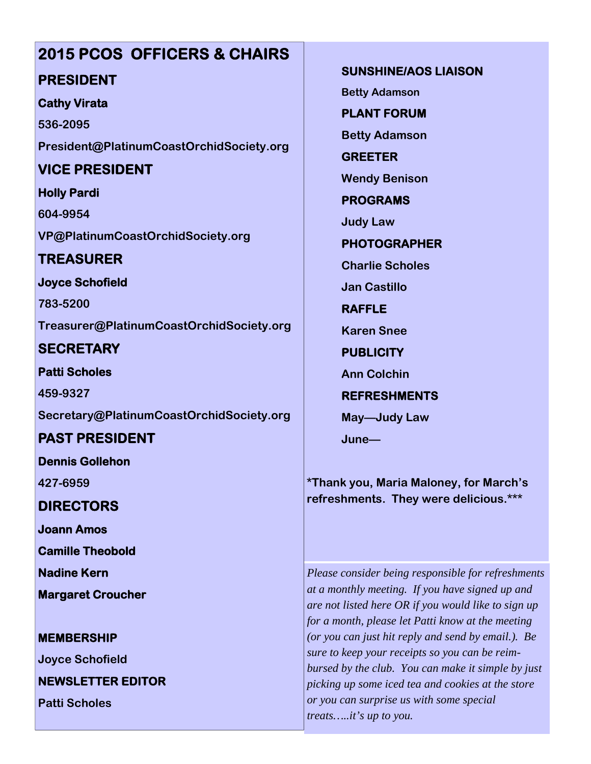# 2015 PCOS OFFICERS & CHAIRS

## PRESIDENT

**Cathy Virata**

**536-2095**

**President@PlatinumCoastOrchidSociety.org**

## VICE PRESIDENT

**Holly Pardi**

**604-9954**

**VP@PlatinumCoastOrchidSociety.org**

## TREASURER

**Joyce Schofield**

**783-5200**

**Treasurer@PlatinumCoastOrchidSociety.org**

## SECRETARY

**Patti Scholes**

**459-9327**

**Secretary@PlatinumCoastOrchidSociety.org**

## PAST PRESIDENT

**Dennis Gollehon**

**427-6959**

## DIRECTORS

**Joann Amos**

**Camille Theobold**

**Nadine Kern**

**Margaret Croucher**

**MEMBERSHIP**

**Joyce Schofield**

**NEWSLETTER EDITOR**

**Patti Scholes**

**SUNSHINE/AOS LIAISON**

**Betty Adamson**

**PLANT FORUM**

**Betty Adamson**

**GREETER**

**Wendy Benison**

**PROGRAMS**

**Judy Law**

**PHOTOGRAPHER**

**Charlie Scholes**

**Jan Castillo**

**RAFFLE**

**Karen Snee**

**PUBLICITY**

**Ann Colchin**

**REFRESHMENTS**

**May—Judy Law**

**June—**

**\*Thank you, Maria Maloney, for March's refreshments. They were delicious.\*\*\***

*Please consider being responsible for refreshments at a monthly meeting. If you have signed up and are not listed here OR if you would like to sign up for a month, please let Patti know at the meeting (or you can just hit reply and send by email.). Be sure to keep your receipts so you can be reimbursed by the club. You can make it simple by just picking up some iced tea and cookies at the store or you can surprise us with some special treats…..it's up to you.*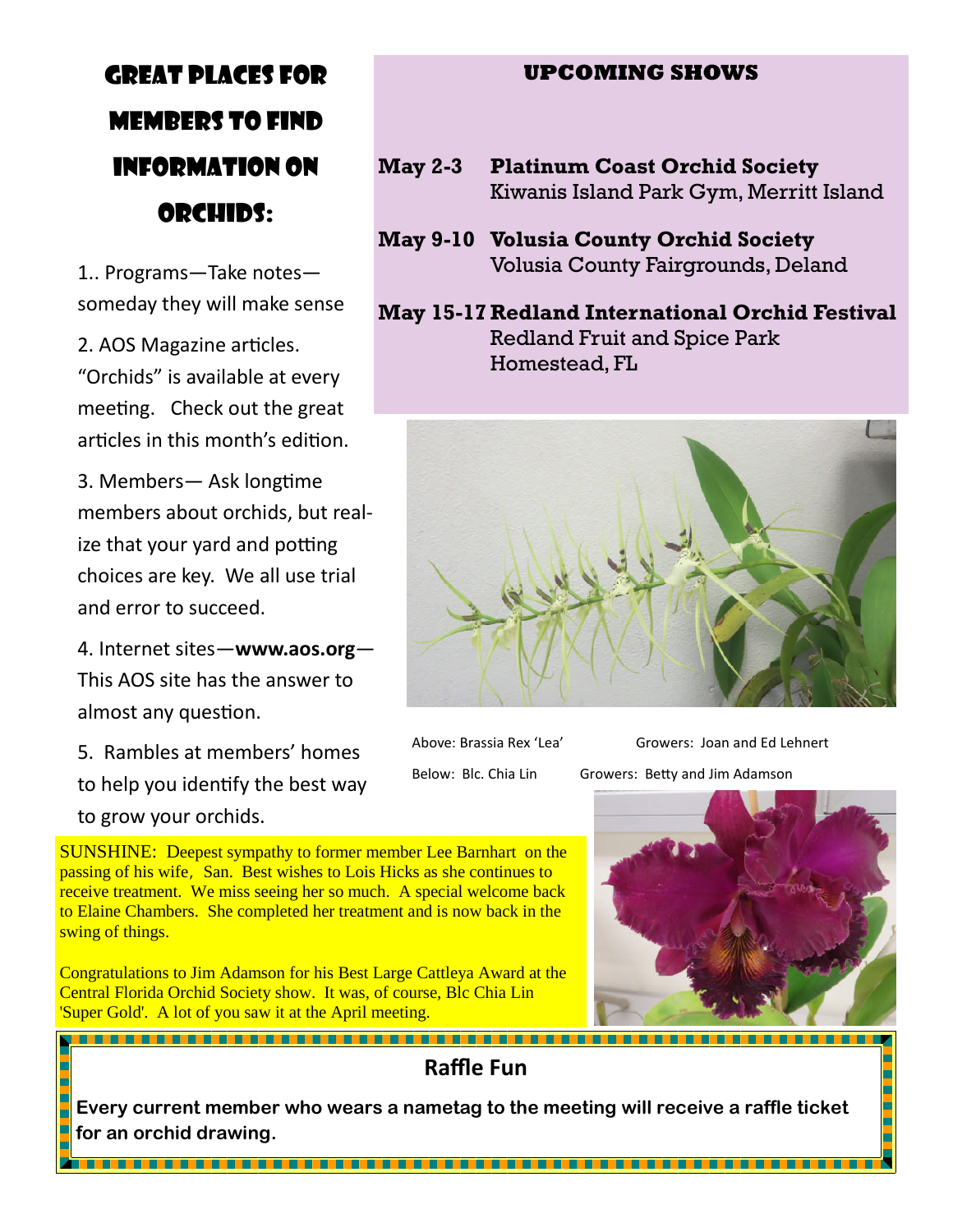## Great places for members to find information on orchids:

1.. Programs—Take notes—someday they will make sense

2. AOS Magazine articles. "Orchids" is available at every meeting. Check out the great articles in this month's edition.

3. Members— Ask longtime members about orchids, but realize that your yard and potting choices are key. We all use trial and error to succeed.

4. Internet sites—**www.aos.org**—This AOS site has the answer to almost any question.

5. Rambles at members' homes to help you identify the best way to grow your orchids.

## UPCOMING SHOWS

**May 2-3** **Platinum Coast Orchid Society**
Kiwanis Island Park Gym, Merritt Island

**May 9-10** **Volusia County Orchid Society**
Volusia County Fairgrounds, Deland

**May 15-17** **Redland International Orchid Festival**
Redland Fruit and Spice Park
Homestead, FL

Above: Brassia Rex 'Lea' Growers: Joan and Ed Lehnert

Below: Blc. Chia Lin Growers: Betty and Jim Adamson

SUNSHINE: Deepest sympathy to former member Lee Barnhart on the passing of his wife, San. Best wishes to Lois Hicks as she continues to receive treatment. We miss seeing her so much. A special welcome back to Elaine Chambers. She completed her treatment and is now back in the swing of things.

Congratulations to Jim Adamson for his Best Large Cattleya Award at the Central Florida Orchid Society show. It was, of course, Blc Chia Lin 'Super Gold'. A lot of you saw it at the April meeting.

## Raffle Fun

**Every current member who wears a nametag to the meeting will receive a raffle ticket for an orchid drawing.**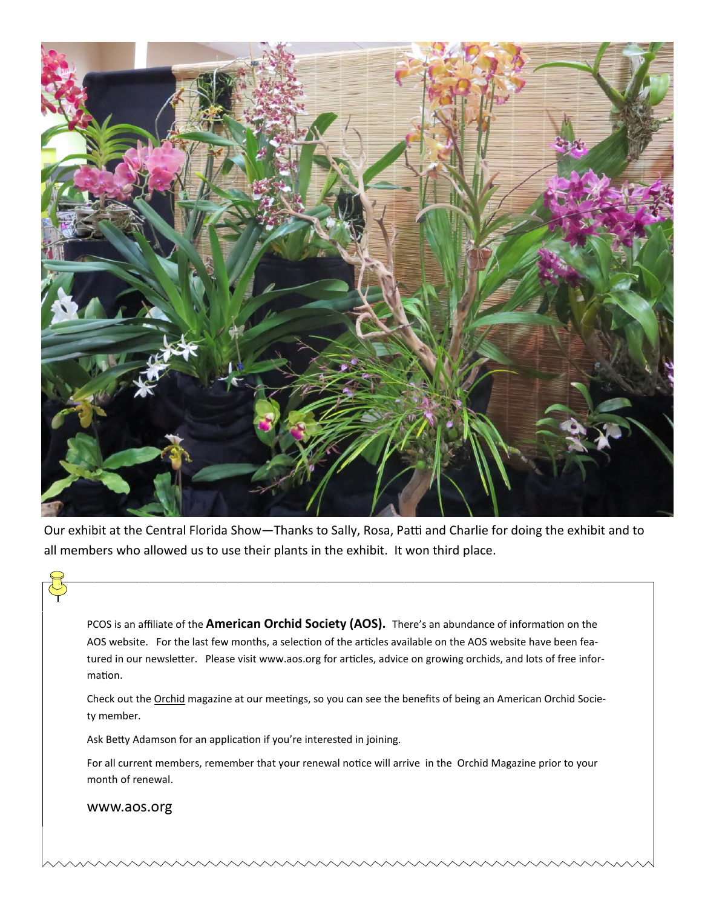Our exhibit at the Central Florida Show—Thanks to Sally, Rosa, Patti and Charlie for doing the exhibit and to all members who allowed us to use their plants in the exhibit. It won third place.

PCOS is an affiliate of the **American Orchid Society (AOS).** There's an abundance of information on the AOS website. For the last few months, a selection of the articles available on the AOS website have been featured in our newsletter. Please visit www.aos.org for articles, advice on growing orchids, and lots of free information.

Check out the Orchid magazine at our meetings, so you can see the benefits of being an American Orchid Society member.

Ask Betty Adamson for an application if you're interested in joining.

For all current members, remember that your renewal notice will arrive in the Orchid Magazine prior to your month of renewal.

www.aos.org